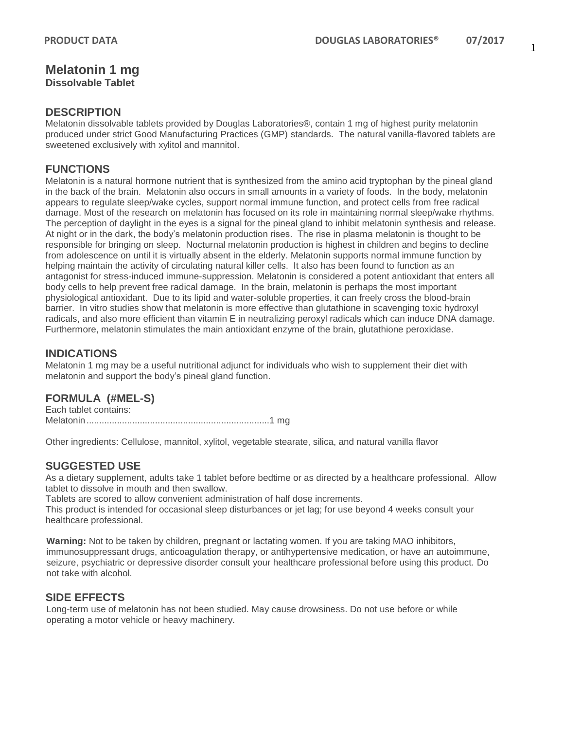# Melatonin 1 mg

**Dissolvable Tablet**

## DESCRIPTION

Melatonin dissolvable tablets provided by Douglas Laboratories®, contain 1 mg of highest purity melatonin produced under strict Good Manufacturing Practices (GMP) standards. The natural vanilla-flavored tablets are sweetened exclusively with xylitol and mannitol.

## FUNCTIONS

Melatonin is a natural hormone nutrient that is synthesized from the amino acid tryptophan by the pineal gland in the back of the brain. Melatonin also occurs in small amounts in a variety of foods. In the body, melatonin appears to regulate sleep/wake cycles, support normal immune function, and protect cells from free radical damage. Most of the research on melatonin has focused on its role in maintaining normal sleep/wake rhythms. The perception of daylight in the eyes is a signal for the pineal gland to inhibit melatonin synthesis and release. At night or in the dark, the body's melatonin production rises. The rise in plasma melatonin is thought to be responsible for bringing on sleep. Nocturnal melatonin production is highest in children and begins to decline from adolescence on until it is virtually absent in the elderly. Melatonin supports normal immune function by helping maintain the activity of circulating natural killer cells. It also has been found to function as an antagonist for stress-induced immune-suppression. Melatonin is considered a potent antioxidant that enters all body cells to help prevent free radical damage. In the brain, melatonin is perhaps the most important physiological antioxidant. Due to its lipid and water-soluble properties, it can freely cross the blood-brain barrier. In vitro studies show that melatonin is more effective than glutathione in scavenging toxic hydroxyl radicals, and also more efficient than vitamin E in neutralizing peroxyl radicals which can induce DNA damage. Furthermore, melatonin stimulates the main antioxidant enzyme of the brain, glutathione peroxidase.

## INDICATIONS

Melatonin 1 mg may be a useful nutritional adjunct for individuals who wish to supplement their diet with melatonin and support the body's pineal gland function.

## FORMULA (#MEL-S)

Each tablet contains:
Melatonin........................................................................1 mg

Other ingredients: Cellulose, mannitol, xylitol, vegetable stearate, silica, and natural vanilla flavor

## SUGGESTED USE

As a dietary supplement, adults take 1 tablet before bedtime or as directed by a healthcare professional. Allow tablet to dissolve in mouth and then swallow.
Tablets are scored to allow convenient administration of half dose increments.
This product is intended for occasional sleep disturbances or jet lag; for use beyond 4 weeks consult your healthcare professional.

**Warning:** Not to be taken by children, pregnant or lactating women. If you are taking MAO inhibitors, immunosuppressant drugs, anticoagulation therapy, or antihypertensive medication, or have an autoimmune, seizure, psychiatric or depressive disorder consult your healthcare professional before using this product. Do not take with alcohol.

## SIDE EFFECTS

Long-term use of melatonin has not been studied. May cause drowsiness. Do not use before or while operating a motor vehicle or heavy machinery.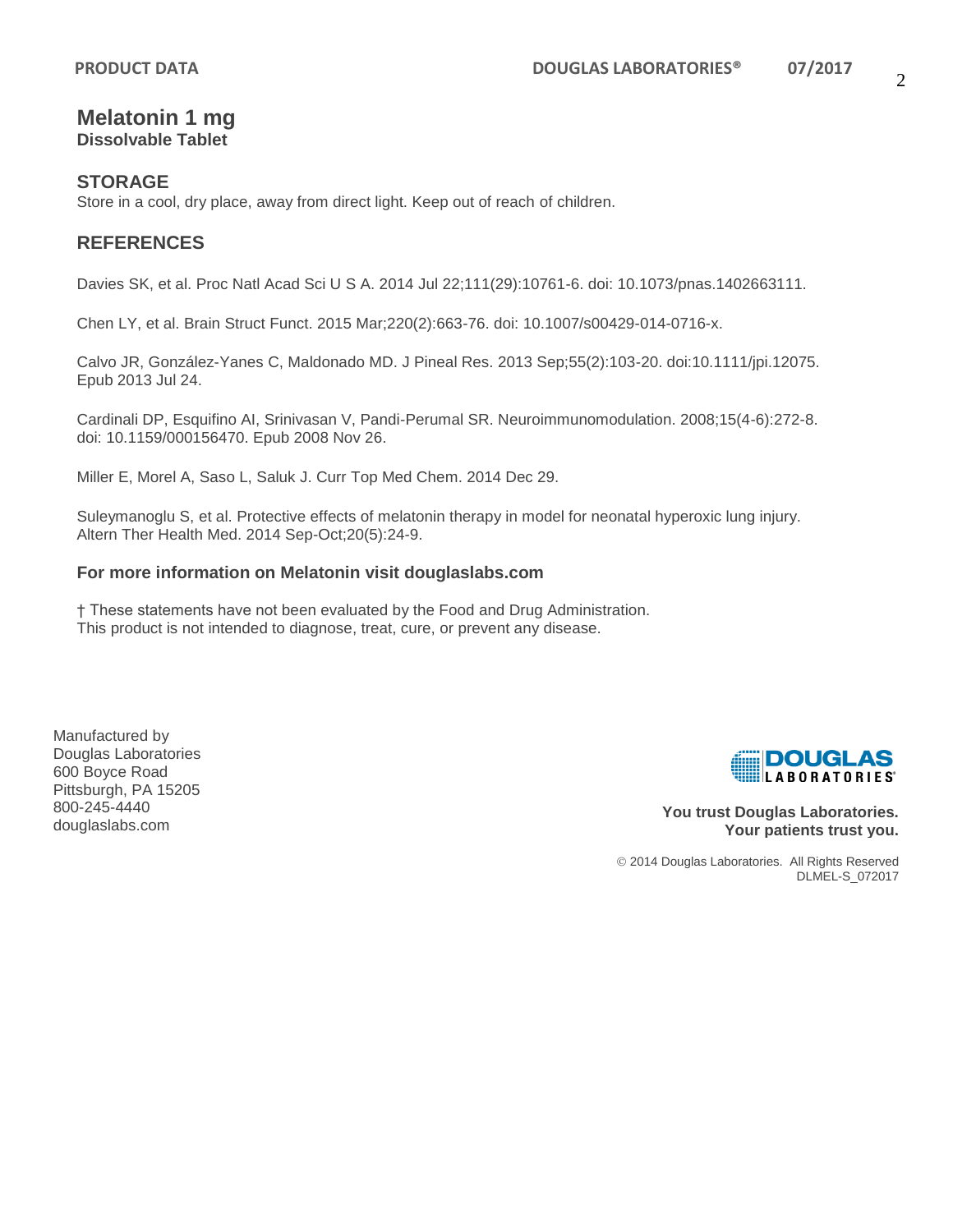# Melatonin 1 mg

**Dissolvable Tablet**

## STORAGE

Store in a cool, dry place, away from direct light. Keep out of reach of children.

## REFERENCES

Davies SK, et al. Proc Natl Acad Sci U S A. 2014 Jul 22;111(29):10761-6. doi: 10.1073/pnas.1402663111.

Chen LY, et al. Brain Struct Funct. 2015 Mar;220(2):663-76. doi: 10.1007/s00429-014-0716-x.

Calvo JR, González-Yanes C, Maldonado MD. J Pineal Res. 2013 Sep;55(2):103-20. doi:10.1111/jpi.12075. Epub 2013 Jul 24.

Cardinali DP, Esquifino AI, Srinivasan V, Pandi-Perumal SR. Neuroimmunomodulation. 2008;15(4-6):272-8. doi: 10.1159/000156470. Epub 2008 Nov 26.

Miller E, Morel A, Saso L, Saluk J. Curr Top Med Chem. 2014 Dec 29.

Suleymanoglu S, et al. Protective effects of melatonin therapy in model for neonatal hyperoxic lung injury. Altern Ther Health Med. 2014 Sep-Oct;20(5):24-9.

**For more information on Melatonin visit douglaslabs.com**

† These statements have not been evaluated by the Food and Drug Administration.
This product is not intended to diagnose, treat, cure, or prevent any disease.

Manufactured by
Douglas Laboratories
600 Boyce Road
Pittsburgh, PA 15205
800-245-4440
douglaslabs.com

DOUGLAS LABORATORIES®

**You trust Douglas Laboratories.**
**Your patients trust you.**

© 2014 Douglas Laboratories. All Rights Reserved
DLMEL-S_072017